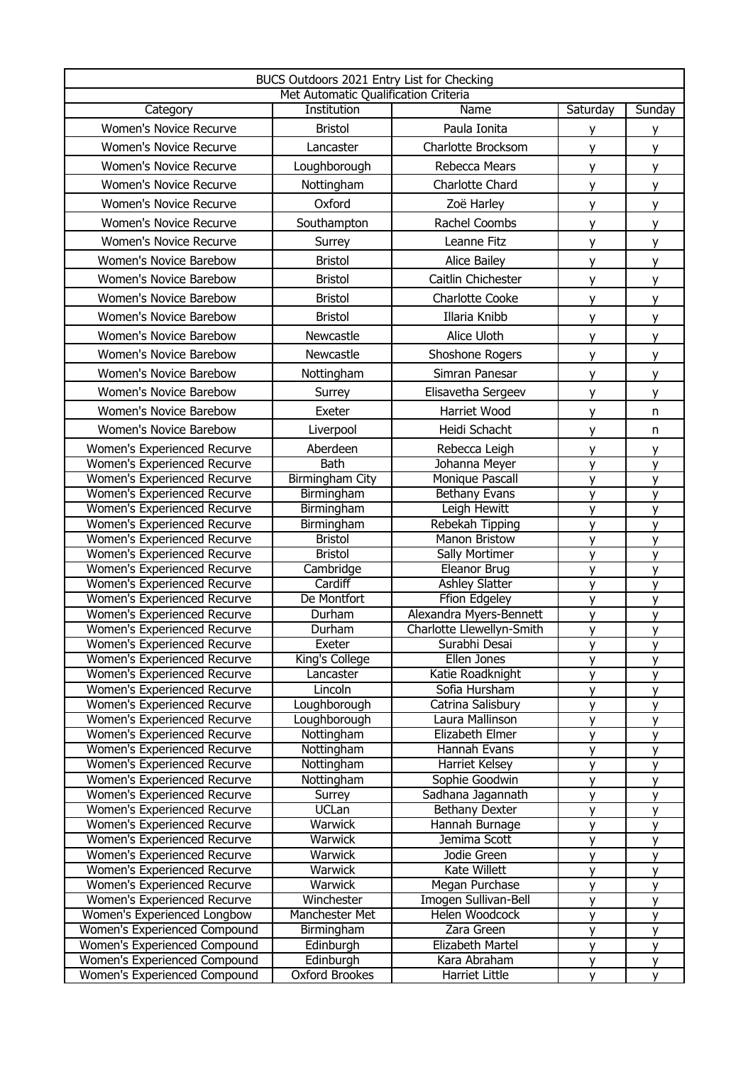| BUCS Outdoors 2021 Entry List for Checking | | | | |
|---|---|---|---|---|
| Met Automatic Qualification Criteria | | | | |
| Category | Institution | Name | Saturday | Sunday |
| Women's Novice Recurve | Bristol | Paula Ionita | y | y |
| Women's Novice Recurve | Lancaster | Charlotte Brocksom | y | y |
| Women's Novice Recurve | Loughborough | Rebecca Mears | y | y |
| Women's Novice Recurve | Nottingham | Charlotte Chard | y | y |
| Women's Novice Recurve | Oxford | Zoë Harley | y | y |
| Women's Novice Recurve | Southampton | Rachel Coombs | y | y |
| Women's Novice Recurve | Surrey | Leanne Fitz | y | y |
| Women's Novice Barebow | Bristol | Alice Bailey | y | y |
| Women's Novice Barebow | Bristol | Caitlin Chichester | y | y |
| Women's Novice Barebow | Bristol | Charlotte Cooke | y | y |
| Women's Novice Barebow | Bristol | Illaria Knibb | y | y |
| Women's Novice Barebow | Newcastle | Alice Uloth | y | y |
| Women's Novice Barebow | Newcastle | Shoshone Rogers | y | y |
| Women's Novice Barebow | Nottingham | Simran Panesar | y | y |
| Women's Novice Barebow | Surrey | Elisavetha Sergeev | y | y |
| Women's Novice Barebow | Exeter | Harriet Wood | y | n |
| Women's Novice Barebow | Liverpool | Heidi Schacht | y | n |
| Women's Experienced Recurve | Aberdeen | Rebecca Leigh | y | y |
| Women's Experienced Recurve | Bath | Johanna Meyer | y | y |
| Women's Experienced Recurve | Birmingham City | Monique Pascall | y | y |
| Women's Experienced Recurve | Birmingham | Bethany Evans | y | y |
| Women's Experienced Recurve | Birmingham | Leigh Hewitt | y | y |
| Women's Experienced Recurve | Birmingham | Rebekah Tipping | y | y |
| Women's Experienced Recurve | Bristol | Manon Bristow | y | y |
| Women's Experienced Recurve | Bristol | Sally Mortimer | y | y |
| Women's Experienced Recurve | Cambridge | Eleanor Brug | y | y |
| Women's Experienced Recurve | Cardiff | Ashley Slatter | y | y |
| Women's Experienced Recurve | De Montfort | Ffion Edgeley | y | y |
| Women's Experienced Recurve | Durham | Alexandra Myers-Bennett | y | y |
| Women's Experienced Recurve | Durham | Charlotte Llewellyn-Smith | y | y |
| Women's Experienced Recurve | Exeter | Surabhi Desai | y | y |
| Women's Experienced Recurve | King's College | Ellen Jones | y | y |
| Women's Experienced Recurve | Lancaster | Katie Roadknight | y | y |
| Women's Experienced Recurve | Lincoln | Sofia Hursham | y | y |
| Women's Experienced Recurve | Loughborough | Catrina Salisbury | y | y |
| Women's Experienced Recurve | Loughborough | Laura Mallinson | y | y |
| Women's Experienced Recurve | Nottingham | Elizabeth Elmer | y | y |
| Women's Experienced Recurve | Nottingham | Hannah Evans | y | y |
| Women's Experienced Recurve | Nottingham | Harriet Kelsey | y | y |
| Women's Experienced Recurve | Nottingham | Sophie Goodwin | y | y |
| Women's Experienced Recurve | Surrey | Sadhana Jagannath | y | y |
| Women's Experienced Recurve | UCLan | Bethany Dexter | y | y |
| Women's Experienced Recurve | Warwick | Hannah Burnage | y | y |
| Women's Experienced Recurve | Warwick | Jemima Scott | y | y |
| Women's Experienced Recurve | Warwick | Jodie Green | y | y |
| Women's Experienced Recurve | Warwick | Kate Willett | y | y |
| Women's Experienced Recurve | Warwick | Megan Purchase | y | y |
| Women's Experienced Recurve | Winchester | Imogen Sullivan-Bell | y | y |
| Women's Experienced Longbow | Manchester Met | Helen Woodcock | y | y |
| Women's Experienced Compound | Birmingham | Zara Green | y | y |
| Women's Experienced Compound | Edinburgh | Elizabeth Martel | y | y |
| Women's Experienced Compound | Edinburgh | Kara Abraham | y | y |
| Women's Experienced Compound | Oxford Brookes | Harriet Little | y | y |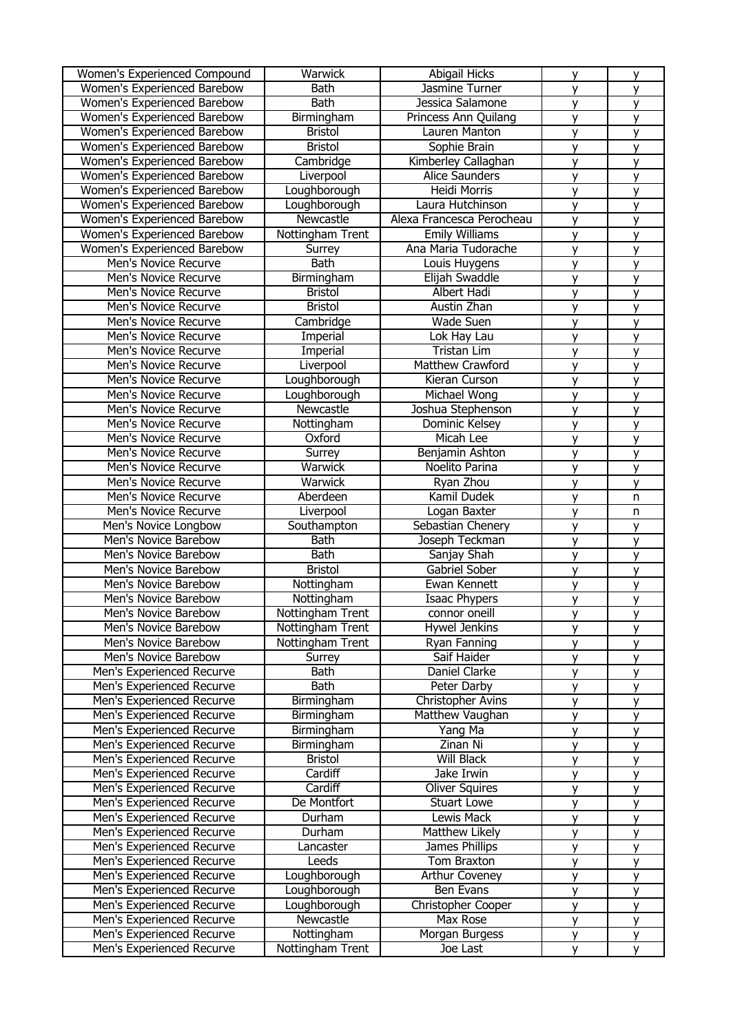| | | | | |
|---|---|---|---|---|
| Women's Experienced Compound | Warwick | Abigail Hicks | y | y |
| Women's Experienced Barebow | Bath | Jasmine Turner | y | y |
| Women's Experienced Barebow | Bath | Jessica Salamone | y | y |
| Women's Experienced Barebow | Birmingham | Princess Ann Quilang | y | y |
| Women's Experienced Barebow | Bristol | Lauren Manton | y | y |
| Women's Experienced Barebow | Bristol | Sophie Brain | y | y |
| Women's Experienced Barebow | Cambridge | Kimberley Callaghan | y | y |
| Women's Experienced Barebow | Liverpool | Alice Saunders | y | y |
| Women's Experienced Barebow | Loughborough | Heidi Morris | y | y |
| Women's Experienced Barebow | Loughborough | Laura Hutchinson | y | y |
| Women's Experienced Barebow | Newcastle | Alexa Francesca Perocheau | y | y |
| Women's Experienced Barebow | Nottingham Trent | Emily Williams | y | y |
| Women's Experienced Barebow | Surrey | Ana Maria Tudorache | y | y |
| Men's Novice Recurve | Bath | Louis Huygens | y | y |
| Men's Novice Recurve | Birmingham | Elijah Swaddle | y | y |
| Men's Novice Recurve | Bristol | Albert Hadi | y | y |
| Men's Novice Recurve | Bristol | Austin Zhan | y | y |
| Men's Novice Recurve | Cambridge | Wade Suen | y | y |
| Men's Novice Recurve | Imperial | Lok Hay Lau | y | y |
| Men's Novice Recurve | Imperial | Tristan Lim | y | y |
| Men's Novice Recurve | Liverpool | Matthew Crawford | y | y |
| Men's Novice Recurve | Loughborough | Kieran Curson | y | y |
| Men's Novice Recurve | Loughborough | Michael Wong | y | y |
| Men's Novice Recurve | Newcastle | Joshua Stephenson | y | y |
| Men's Novice Recurve | Nottingham | Dominic Kelsey | y | y |
| Men's Novice Recurve | Oxford | Micah Lee | y | y |
| Men's Novice Recurve | Surrey | Benjamin Ashton | y | y |
| Men's Novice Recurve | Warwick | Noelito Parina | y | y |
| Men's Novice Recurve | Warwick | Ryan Zhou | y | y |
| Men's Novice Recurve | Aberdeen | Kamil Dudek | y | n |
| Men's Novice Recurve | Liverpool | Logan Baxter | y | n |
| Men's Novice Longbow | Southampton | Sebastian Chenery | y | y |
| Men's Novice Barebow | Bath | Joseph Teckman | y | y |
| Men's Novice Barebow | Bath | Sanjay Shah | y | y |
| Men's Novice Barebow | Bristol | Gabriel Sober | y | y |
| Men's Novice Barebow | Nottingham | Ewan Kennett | y | y |
| Men's Novice Barebow | Nottingham | Isaac Phypers | y | y |
| Men's Novice Barebow | Nottingham Trent | connor oneill | y | y |
| Men's Novice Barebow | Nottingham Trent | Hywel Jenkins | y | y |
| Men's Novice Barebow | Nottingham Trent | Ryan Fanning | y | y |
| Men's Novice Barebow | Surrey | Saif Haider | y | y |
| Men's Experienced Recurve | Bath | Daniel Clarke | y | y |
| Men's Experienced Recurve | Bath | Peter Darby | y | y |
| Men's Experienced Recurve | Birmingham | Christopher Avins | y | y |
| Men's Experienced Recurve | Birmingham | Matthew Vaughan | y | y |
| Men's Experienced Recurve | Birmingham | Yang Ma | y | y |
| Men's Experienced Recurve | Birmingham | Zinan Ni | y | y |
| Men's Experienced Recurve | Bristol | Will Black | y | y |
| Men's Experienced Recurve | Cardiff | Jake Irwin | y | y |
| Men's Experienced Recurve | Cardiff | Oliver Squires | y | y |
| Men's Experienced Recurve | De Montfort | Stuart Lowe | y | y |
| Men's Experienced Recurve | Durham | Lewis Mack | y | y |
| Men's Experienced Recurve | Durham | Matthew Likely | y | y |
| Men's Experienced Recurve | Lancaster | James Phillips | y | y |
| Men's Experienced Recurve | Leeds | Tom Braxton | y | y |
| Men's Experienced Recurve | Loughborough | Arthur Coveney | y | y |
| Men's Experienced Recurve | Loughborough | Ben Evans | y | y |
| Men's Experienced Recurve | Loughborough | Christopher Cooper | y | y |
| Men's Experienced Recurve | Newcastle | Max Rose | y | y |
| Men's Experienced Recurve | Nottingham | Morgan Burgess | y | y |
| Men's Experienced Recurve | Nottingham Trent | Joe Last | y | y |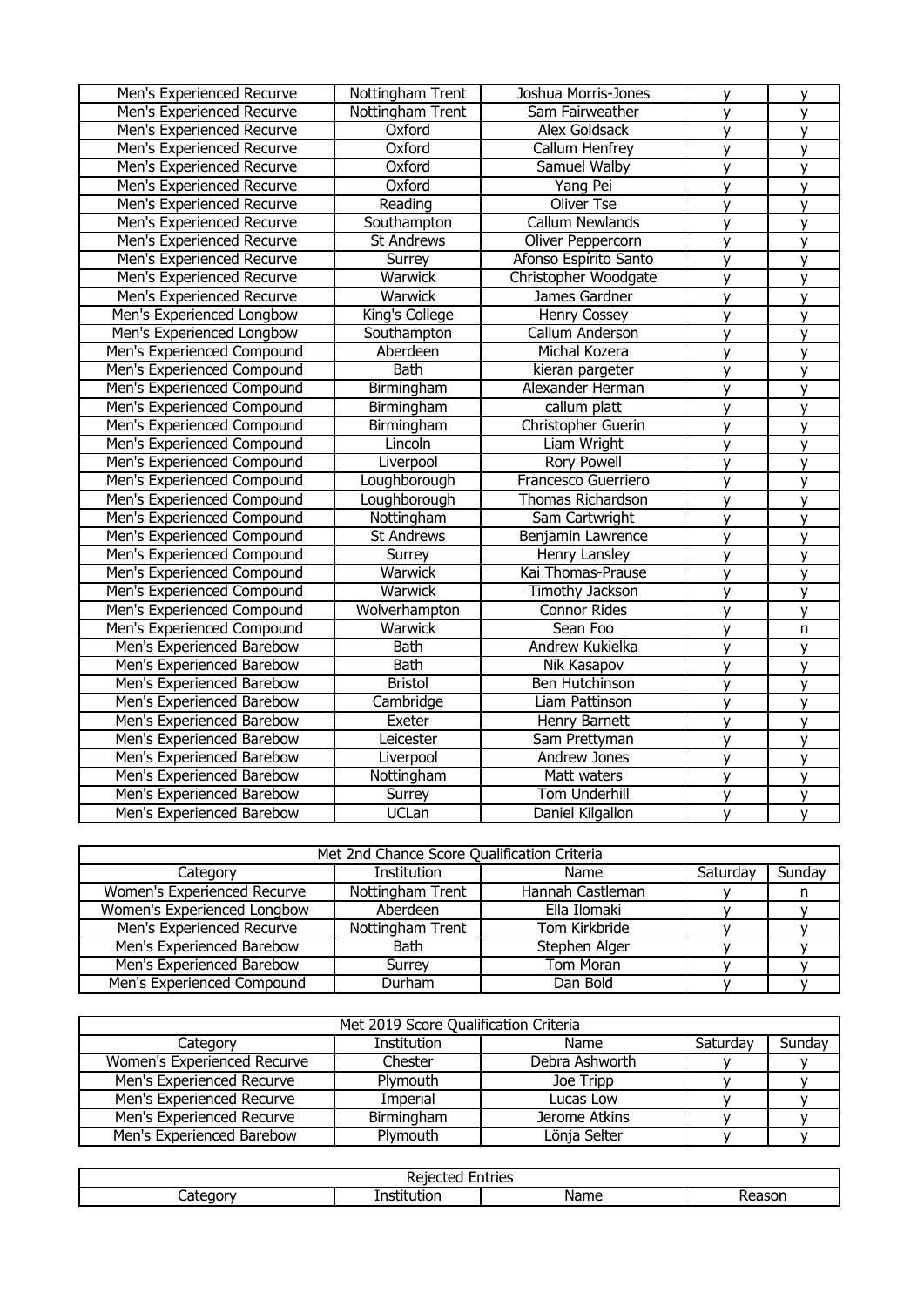| | | | | |
|---|---|---|---|---|
| Men's Experienced Recurve | Nottingham Trent | Joshua Morris-Jones | y | y |
| Men's Experienced Recurve | Nottingham Trent | Sam Fairweather | y | y |
| Men's Experienced Recurve | Oxford | Alex Goldsack | y | y |
| Men's Experienced Recurve | Oxford | Callum Henfrey | y | y |
| Men's Experienced Recurve | Oxford | Samuel Walby | y | y |
| Men's Experienced Recurve | Oxford | Yang Pei | y | y |
| Men's Experienced Recurve | Reading | Oliver Tse | y | y |
| Men's Experienced Recurve | Southampton | Callum Newlands | y | y |
| Men's Experienced Recurve | St Andrews | Oliver Peppercorn | y | y |
| Men's Experienced Recurve | Surrey | Afonso Espírito Santo | y | y |
| Men's Experienced Recurve | Warwick | Christopher Woodgate | y | y |
| Men's Experienced Recurve | Warwick | James Gardner | y | y |
| Men's Experienced Longbow | King's College | Henry Cossey | y | y |
| Men's Experienced Longbow | Southampton | Callum Anderson | y | y |
| Men's Experienced Compound | Aberdeen | Michal Kozera | y | y |
| Men's Experienced Compound | Bath | kieran pargeter | y | y |
| Men's Experienced Compound | Birmingham | Alexander Herman | y | y |
| Men's Experienced Compound | Birmingham | callum platt | y | y |
| Men's Experienced Compound | Birmingham | Christopher Guerin | y | y |
| Men's Experienced Compound | Lincoln | Liam Wright | y | y |
| Men's Experienced Compound | Liverpool | Rory Powell | y | y |
| Men's Experienced Compound | Loughborough | Francesco Guerriero | y | y |
| Men's Experienced Compound | Loughborough | Thomas Richardson | y | y |
| Men's Experienced Compound | Nottingham | Sam Cartwright | y | y |
| Men's Experienced Compound | St Andrews | Benjamin Lawrence | y | y |
| Men's Experienced Compound | Surrey | Henry Lansley | y | y |
| Men's Experienced Compound | Warwick | Kai Thomas-Prause | y | y |
| Men's Experienced Compound | Warwick | Timothy Jackson | y | y |
| Men's Experienced Compound | Wolverhampton | Connor Rides | y | y |
| Men's Experienced Compound | Warwick | Sean Foo | y | n |
| Men's Experienced Barebow | Bath | Andrew Kukielka | y | y |
| Men's Experienced Barebow | Bath | Nik Kasapov | y | y |
| Men's Experienced Barebow | Bristol | Ben Hutchinson | y | y |
| Men's Experienced Barebow | Cambridge | Liam Pattinson | y | y |
| Men's Experienced Barebow | Exeter | Henry Barnett | y | y |
| Men's Experienced Barebow | Leicester | Sam Prettyman | y | y |
| Men's Experienced Barebow | Liverpool | Andrew Jones | y | y |
| Men's Experienced Barebow | Nottingham | Matt waters | y | y |
| Men's Experienced Barebow | Surrey | Tom Underhill | y | y |
| Men's Experienced Barebow | UCLan | Daniel Kilgallon | y | y |

| Met 2nd Chance Score Qualification Criteria | | | | |
|---|---|---|---|---|
| Category | Institution | Name | Saturday | Sunday |
| Women's Experienced Recurve | Nottingham Trent | Hannah Castleman | y | n |
| Women's Experienced Longbow | Aberdeen | Ella Ilomaki | y | y |
| Men's Experienced Recurve | Nottingham Trent | Tom Kirkbride | y | y |
| Men's Experienced Barebow | Bath | Stephen Alger | y | y |
| Men's Experienced Barebow | Surrey | Tom Moran | y | y |
| Men's Experienced Compound | Durham | Dan Bold | y | y |

| Met 2019 Score Qualification Criteria | | | | |
|---|---|---|---|---|
| Category | Institution | Name | Saturday | Sunday |
| Women's Experienced Recurve | Chester | Debra Ashworth | y | y |
| Men's Experienced Recurve | Plymouth | Joe Tripp | y | y |
| Men's Experienced Recurve | Imperial | Lucas Low | y | y |
| Men's Experienced Recurve | Birmingham | Jerome Atkins | y | y |
| Men's Experienced Barebow | Plymouth | Lönja Selter | y | y |

| Rejected Entries | | | |
|---|---|---|---|
| Category | Institution | Name | Reason |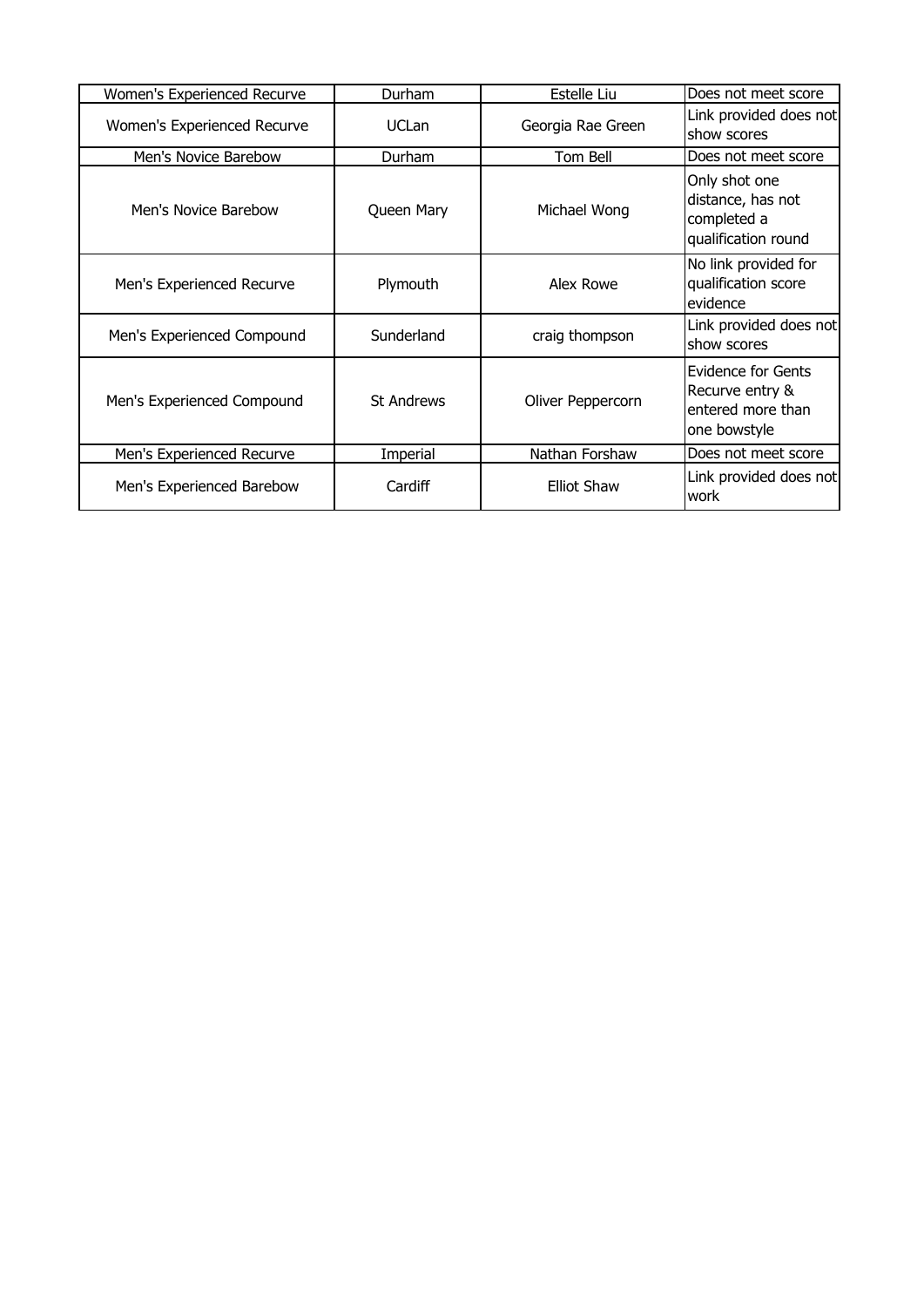| | | | |
|---|---|---|---|
| Women's Experienced Recurve | Durham | Estelle Liu | Does not meet score |
| Women's Experienced Recurve | UCLan | Georgia Rae Green | Link provided does not show scores |
| Men's Novice Barebow | Durham | Tom Bell | Does not meet score |
| Men's Novice Barebow | Queen Mary | Michael Wong | Only shot one distance, has not completed a qualification round |
| Men's Experienced Recurve | Plymouth | Alex Rowe | No link provided for qualification score evidence |
| Men's Experienced Compound | Sunderland | craig thompson | Link provided does not show scores |
| Men's Experienced Compound | St Andrews | Oliver Peppercorn | Evidence for Gents Recurve entry & entered more than one bowstyle |
| Men's Experienced Recurve | Imperial | Nathan Forshaw | Does not meet score |
| Men's Experienced Barebow | Cardiff | Elliot Shaw | Link provided does not work |